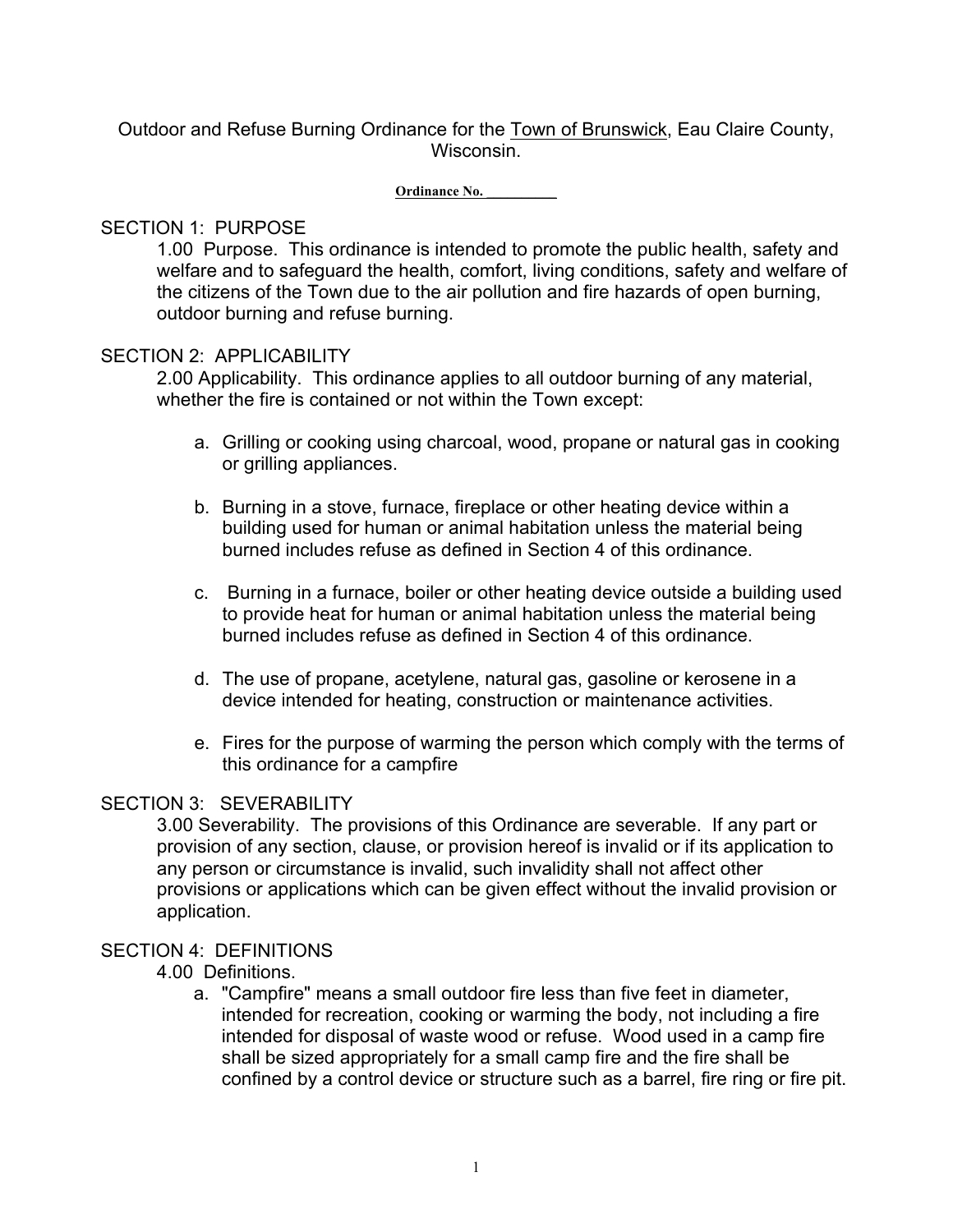Outdoor and Refuse Burning Ordinance for the Town of Brunswick, Eau Claire County, Wisconsin.

**Ordinance No. _________**

## SECTION 1: PURPOSE

1.00 Purpose. This ordinance is intended to promote the public health, safety and welfare and to safeguard the health, comfort, living conditions, safety and welfare of the citizens of the Town due to the air pollution and fire hazards of open burning, outdoor burning and refuse burning.

## SECTION 2: APPLICABILITY

2.00 Applicability. This ordinance applies to all outdoor burning of any material, whether the fire is contained or not within the Town except:

a. Grilling or cooking using charcoal, wood, propane or natural gas in cooking or grilling appliances.

b. Burning in a stove, furnace, fireplace or other heating device within a building used for human or animal habitation unless the material being burned includes refuse as defined in Section 4 of this ordinance.

c. Burning in a furnace, boiler or other heating device outside a building used to provide heat for human or animal habitation unless the material being burned includes refuse as defined in Section 4 of this ordinance.

d. The use of propane, acetylene, natural gas, gasoline or kerosene in a device intended for heating, construction or maintenance activities.

e. Fires for the purpose of warming the person which comply with the terms of this ordinance for a campfire

## SECTION 3: SEVERABILITY

3.00 Severability. The provisions of this Ordinance are severable. If any part or provision of any section, clause, or provision hereof is invalid or if its application to any person or circumstance is invalid, such invalidity shall not affect other provisions or applications which can be given effect without the invalid provision or application.

## SECTION 4: DEFINITIONS

4.00 Definitions.

a. "Campfire" means a small outdoor fire less than five feet in diameter, intended for recreation, cooking or warming the body, not including a fire intended for disposal of waste wood or refuse. Wood used in a camp fire shall be sized appropriately for a small camp fire and the fire shall be confined by a control device or structure such as a barrel, fire ring or fire pit.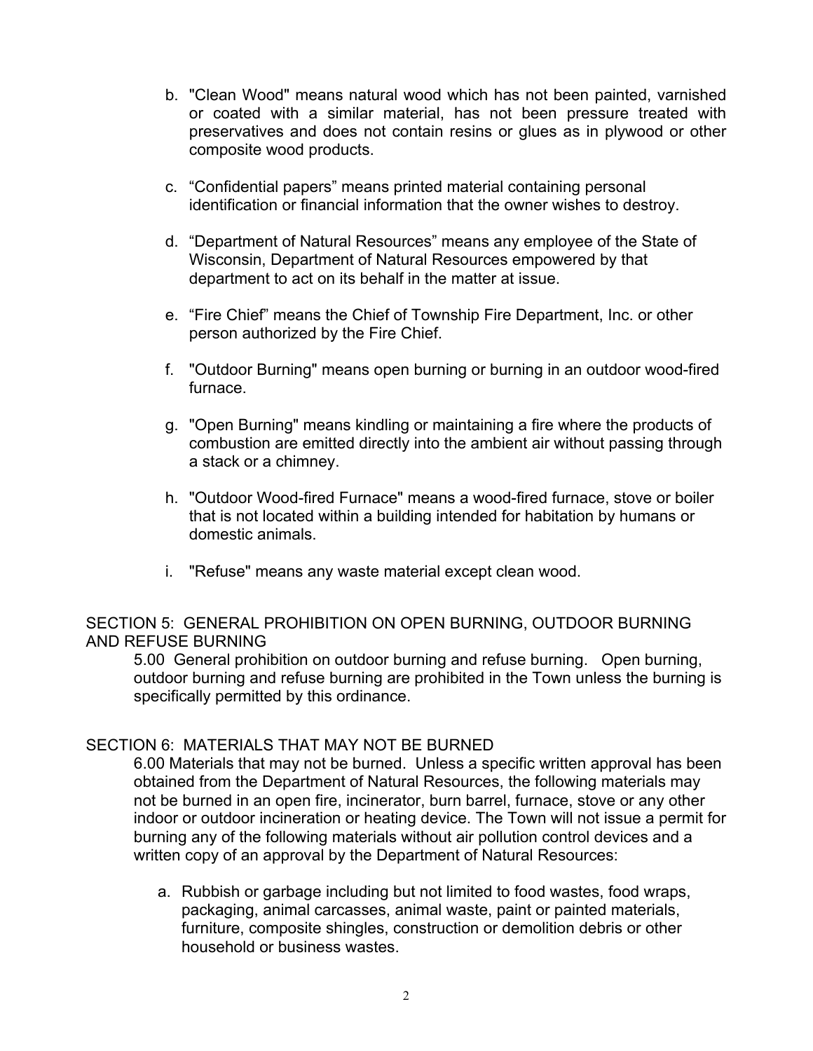b. "Clean Wood" means natural wood which has not been painted, varnished or coated with a similar material, has not been pressure treated with preservatives and does not contain resins or glues as in plywood or other composite wood products.

c. “Confidential papers” means printed material containing personal identification or financial information that the owner wishes to destroy.

d. “Department of Natural Resources” means any employee of the State of Wisconsin, Department of Natural Resources empowered by that department to act on its behalf in the matter at issue.

e. “Fire Chief” means the Chief of Township Fire Department, Inc. or other person authorized by the Fire Chief.

f. "Outdoor Burning" means open burning or burning in an outdoor wood-fired furnace.

g. "Open Burning" means kindling or maintaining a fire where the products of combustion are emitted directly into the ambient air without passing through a stack or a chimney.

h. "Outdoor Wood-fired Furnace" means a wood-fired furnace, stove or boiler that is not located within a building intended for habitation by humans or domestic animals.

i. "Refuse" means any waste material except clean wood.

## SECTION 5: GENERAL PROHIBITION ON OPEN BURNING, OUTDOOR BURNING AND REFUSE BURNING

5.00 General prohibition on outdoor burning and refuse burning. Open burning, outdoor burning and refuse burning are prohibited in the Town unless the burning is specifically permitted by this ordinance.

## SECTION 6: MATERIALS THAT MAY NOT BE BURNED

6.00 Materials that may not be burned. Unless a specific written approval has been obtained from the Department of Natural Resources, the following materials may not be burned in an open fire, incinerator, burn barrel, furnace, stove or any other indoor or outdoor incineration or heating device. The Town will not issue a permit for burning any of the following materials without air pollution control devices and a written copy of an approval by the Department of Natural Resources:

a. Rubbish or garbage including but not limited to food wastes, food wraps, packaging, animal carcasses, animal waste, paint or painted materials, furniture, composite shingles, construction or demolition debris or other household or business wastes.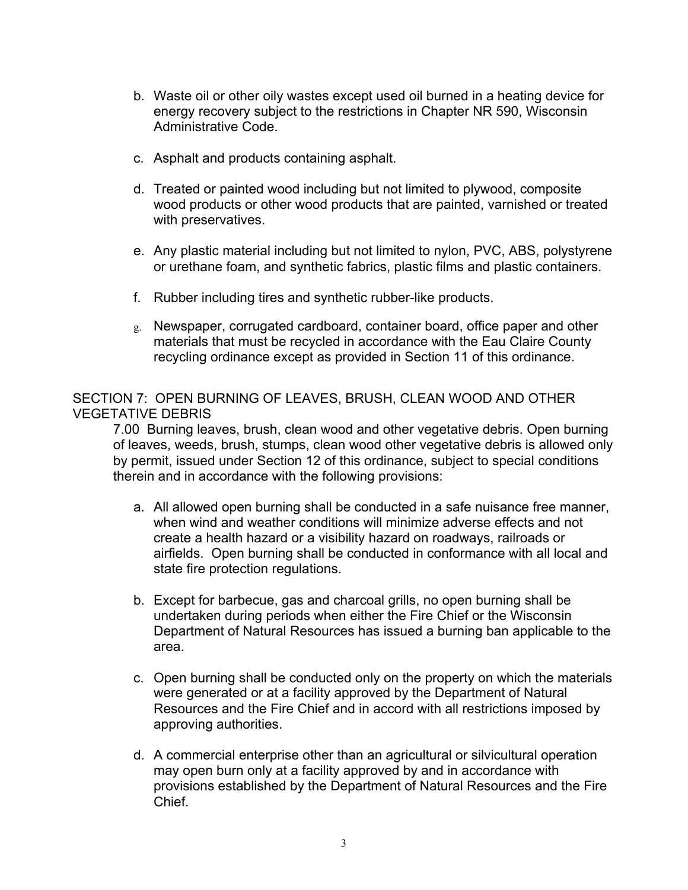b. Waste oil or other oily wastes except used oil burned in a heating device for energy recovery subject to the restrictions in Chapter NR 590, Wisconsin Administrative Code.

c. Asphalt and products containing asphalt.

d. Treated or painted wood including but not limited to plywood, composite wood products or other wood products that are painted, varnished or treated with preservatives.

e. Any plastic material including but not limited to nylon, PVC, ABS, polystyrene or urethane foam, and synthetic fabrics, plastic films and plastic containers.

f. Rubber including tires and synthetic rubber-like products.

g. Newspaper, corrugated cardboard, container board, office paper and other materials that must be recycled in accordance with the Eau Claire County recycling ordinance except as provided in Section 11 of this ordinance.

## SECTION 7: OPEN BURNING OF LEAVES, BRUSH, CLEAN WOOD AND OTHER VEGETATIVE DEBRIS

7.00 Burning leaves, brush, clean wood and other vegetative debris. Open burning of leaves, weeds, brush, stumps, clean wood other vegetative debris is allowed only by permit, issued under Section 12 of this ordinance, subject to special conditions therein and in accordance with the following provisions:

a. All allowed open burning shall be conducted in a safe nuisance free manner, when wind and weather conditions will minimize adverse effects and not create a health hazard or a visibility hazard on roadways, railroads or airfields. Open burning shall be conducted in conformance with all local and state fire protection regulations.

b. Except for barbecue, gas and charcoal grills, no open burning shall be undertaken during periods when either the Fire Chief or the Wisconsin Department of Natural Resources has issued a burning ban applicable to the area.

c. Open burning shall be conducted only on the property on which the materials were generated or at a facility approved by the Department of Natural Resources and the Fire Chief and in accord with all restrictions imposed by approving authorities.

d. A commercial enterprise other than an agricultural or silvicultural operation may open burn only at a facility approved by and in accordance with provisions established by the Department of Natural Resources and the Fire Chief.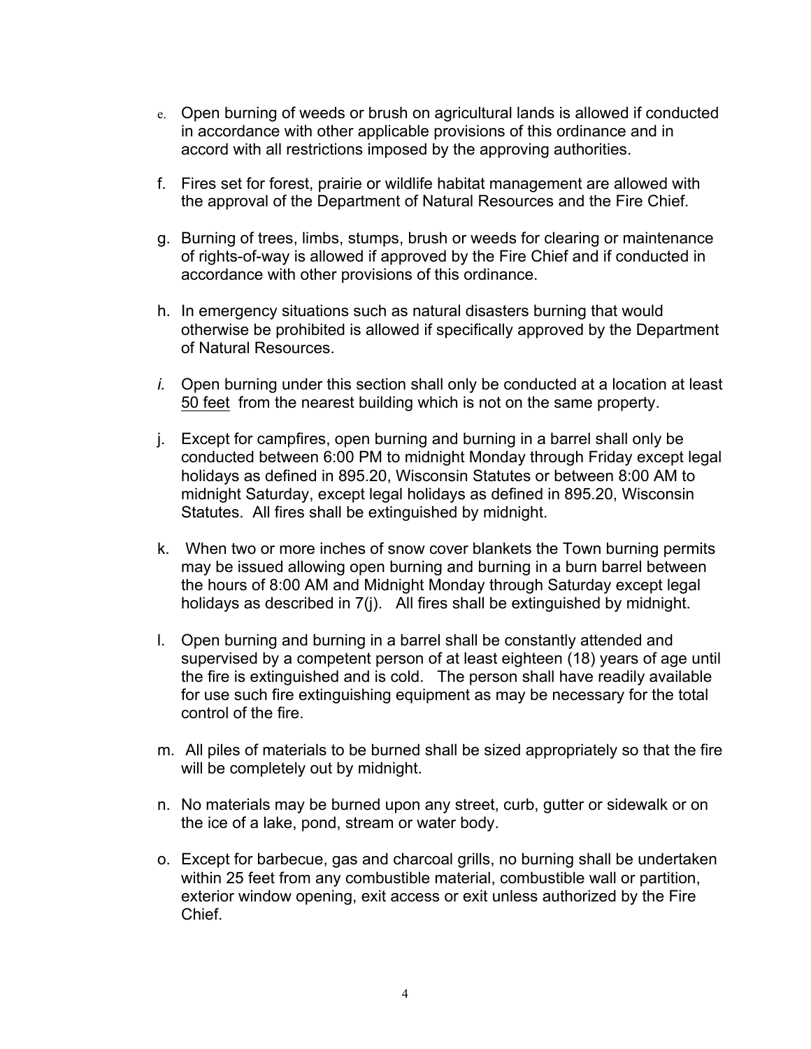e. Open burning of weeds or brush on agricultural lands is allowed if conducted in accordance with other applicable provisions of this ordinance and in accord with all restrictions imposed by the approving authorities.

f. Fires set for forest, prairie or wildlife habitat management are allowed with the approval of the Department of Natural Resources and the Fire Chief.

g. Burning of trees, limbs, stumps, brush or weeds for clearing or maintenance of rights-of-way is allowed if approved by the Fire Chief and if conducted in accordance with other provisions of this ordinance.

h. In emergency situations such as natural disasters burning that would otherwise be prohibited is allowed if specifically approved by the Department of Natural Resources.

*i.* Open burning under this section shall only be conducted at a location at least <u>50 feet</u> from the nearest building which is not on the same property.

j. Except for campfires, open burning and burning in a barrel shall only be conducted between 6:00 PM to midnight Monday through Friday except legal holidays as defined in 895.20, Wisconsin Statutes or between 8:00 AM to midnight Saturday, except legal holidays as defined in 895.20, Wisconsin Statutes. All fires shall be extinguished by midnight.

k. When two or more inches of snow cover blankets the Town burning permits may be issued allowing open burning and burning in a burn barrel between the hours of 8:00 AM and Midnight Monday through Saturday except legal holidays as described in 7(j). All fires shall be extinguished by midnight.

l. Open burning and burning in a barrel shall be constantly attended and supervised by a competent person of at least eighteen (18) years of age until the fire is extinguished and is cold. The person shall have readily available for use such fire extinguishing equipment as may be necessary for the total control of the fire.

m. All piles of materials to be burned shall be sized appropriately so that the fire will be completely out by midnight.

n. No materials may be burned upon any street, curb, gutter or sidewalk or on the ice of a lake, pond, stream or water body.

o. Except for barbecue, gas and charcoal grills, no burning shall be undertaken within 25 feet from any combustible material, combustible wall or partition, exterior window opening, exit access or exit unless authorized by the Fire Chief.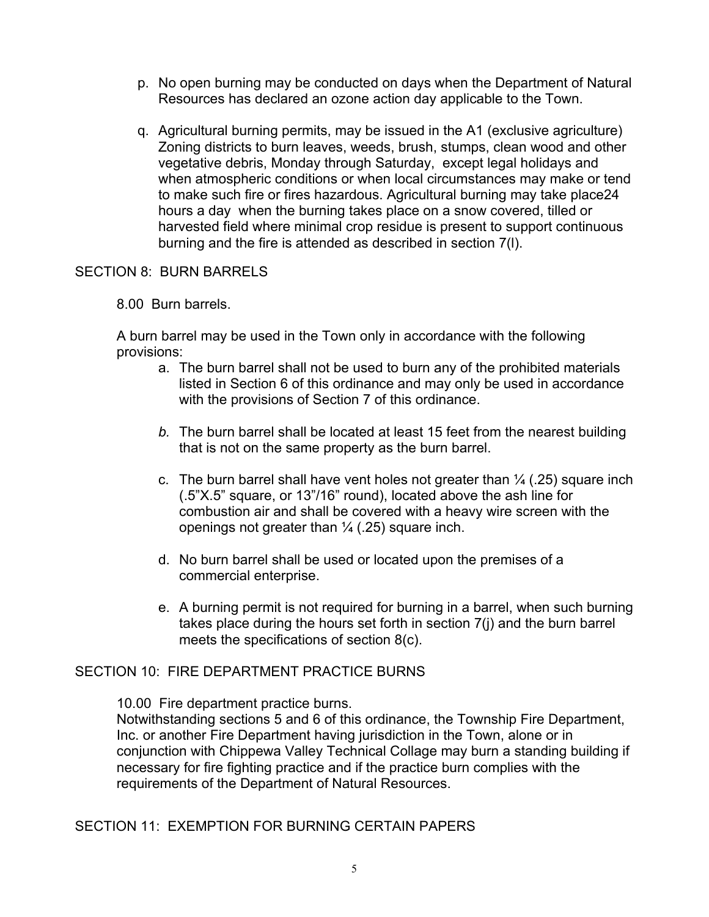p. No open burning may be conducted on days when the Department of Natural Resources has declared an ozone action day applicable to the Town.

q. Agricultural burning permits, may be issued in the A1 (exclusive agriculture) Zoning districts to burn leaves, weeds, brush, stumps, clean wood and other vegetative debris, Monday through Saturday, except legal holidays and when atmospheric conditions or when local circumstances may make or tend to make such fire or fires hazardous. Agricultural burning may take place24 hours a day when the burning takes place on a snow covered, tilled or harvested field where minimal crop residue is present to support continuous burning and the fire is attended as described in section 7(l).

## SECTION 8: BURN BARRELS

8.00 Burn barrels.

A burn barrel may be used in the Town only in accordance with the following provisions:

a. The burn barrel shall not be used to burn any of the prohibited materials listed in Section 6 of this ordinance and may only be used in accordance with the provisions of Section 7 of this ordinance.

*b.* The burn barrel shall be located at least 15 feet from the nearest building that is not on the same property as the burn barrel.

c. The burn barrel shall have vent holes not greater than ¼ (.25) square inch (.5"X.5" square, or 13"/16" round), located above the ash line for combustion air and shall be covered with a heavy wire screen with the openings not greater than ¼ (.25) square inch.

d. No burn barrel shall be used or located upon the premises of a commercial enterprise.

e. A burning permit is not required for burning in a barrel, when such burning takes place during the hours set forth in section 7(j) and the burn barrel meets the specifications of section 8(c).

## SECTION 10: FIRE DEPARTMENT PRACTICE BURNS

10.00 Fire department practice burns.
Notwithstanding sections 5 and 6 of this ordinance, the Township Fire Department, Inc. or another Fire Department having jurisdiction in the Town, alone or in conjunction with Chippewa Valley Technical Collage may burn a standing building if necessary for fire fighting practice and if the practice burn complies with the requirements of the Department of Natural Resources.

## SECTION 11: EXEMPTION FOR BURNING CERTAIN PAPERS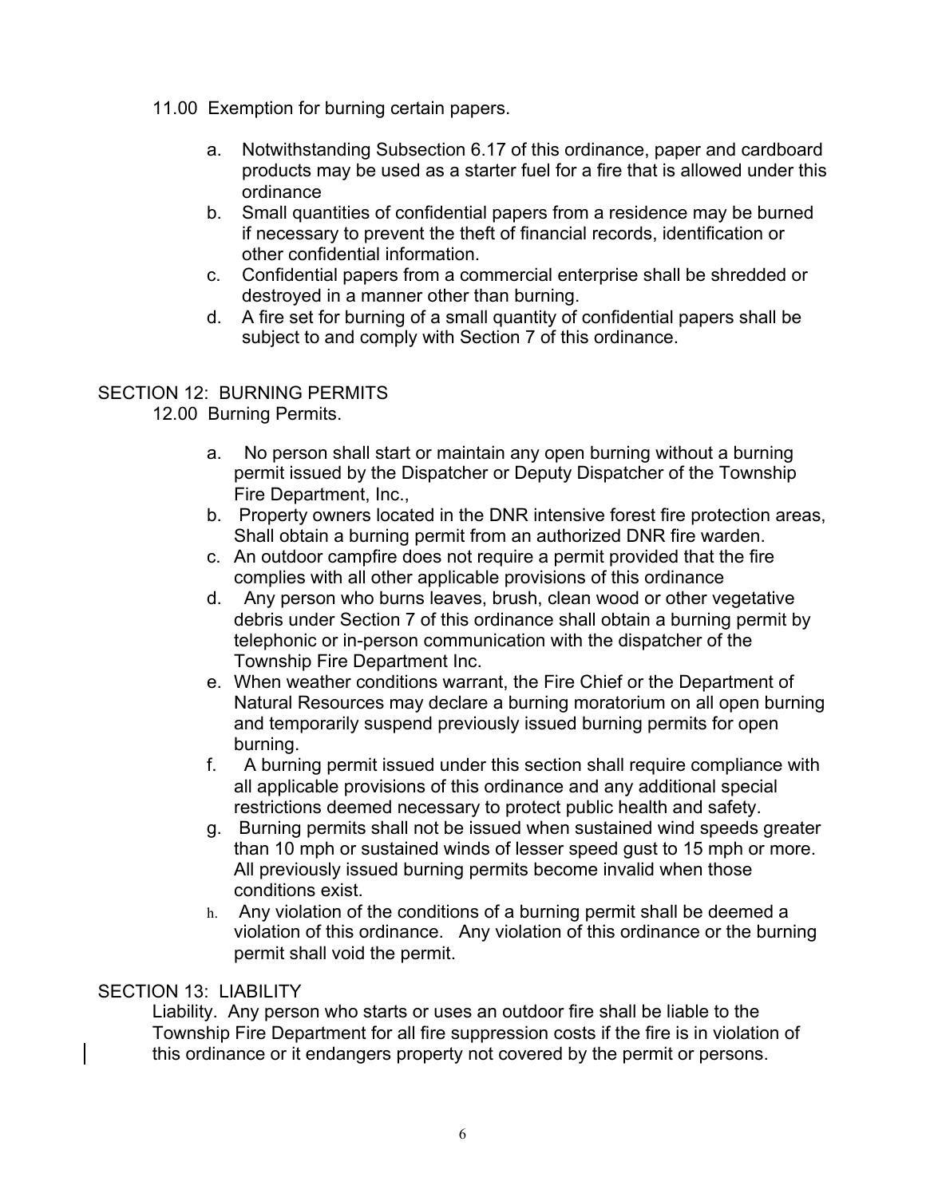11.00 Exemption for burning certain papers.

a. Notwithstanding Subsection 6.17 of this ordinance, paper and cardboard products may be used as a starter fuel for a fire that is allowed under this ordinance
b. Small quantities of confidential papers from a residence may be burned if necessary to prevent the theft of financial records, identification or other confidential information.
c. Confidential papers from a commercial enterprise shall be shredded or destroyed in a manner other than burning.
d. A fire set for burning of a small quantity of confidential papers shall be subject to and comply with Section 7 of this ordinance.

## SECTION 12: BURNING PERMITS

12.00 Burning Permits.

a. No person shall start or maintain any open burning without a burning permit issued by the Dispatcher or Deputy Dispatcher of the Township Fire Department, Inc.,
b. Property owners located in the DNR intensive forest fire protection areas, Shall obtain a burning permit from an authorized DNR fire warden.
c. An outdoor campfire does not require a permit provided that the fire complies with all other applicable provisions of this ordinance
d. Any person who burns leaves, brush, clean wood or other vegetative debris under Section 7 of this ordinance shall obtain a burning permit by telephonic or in-person communication with the dispatcher of the Township Fire Department Inc.
e. When weather conditions warrant, the Fire Chief or the Department of Natural Resources may declare a burning moratorium on all open burning and temporarily suspend previously issued burning permits for open burning.
f. A burning permit issued under this section shall require compliance with all applicable provisions of this ordinance and any additional special restrictions deemed necessary to protect public health and safety.
g. Burning permits shall not be issued when sustained wind speeds greater than 10 mph or sustained winds of lesser speed gust to 15 mph or more. All previously issued burning permits become invalid when those conditions exist.
h. Any violation of the conditions of a burning permit shall be deemed a violation of this ordinance. Any violation of this ordinance or the burning permit shall void the permit.

## SECTION 13: LIABILITY

Liability. Any person who starts or uses an outdoor fire shall be liable to the Township Fire Department for all fire suppression costs if the fire is in violation of this ordinance or it endangers property not covered by the permit or persons.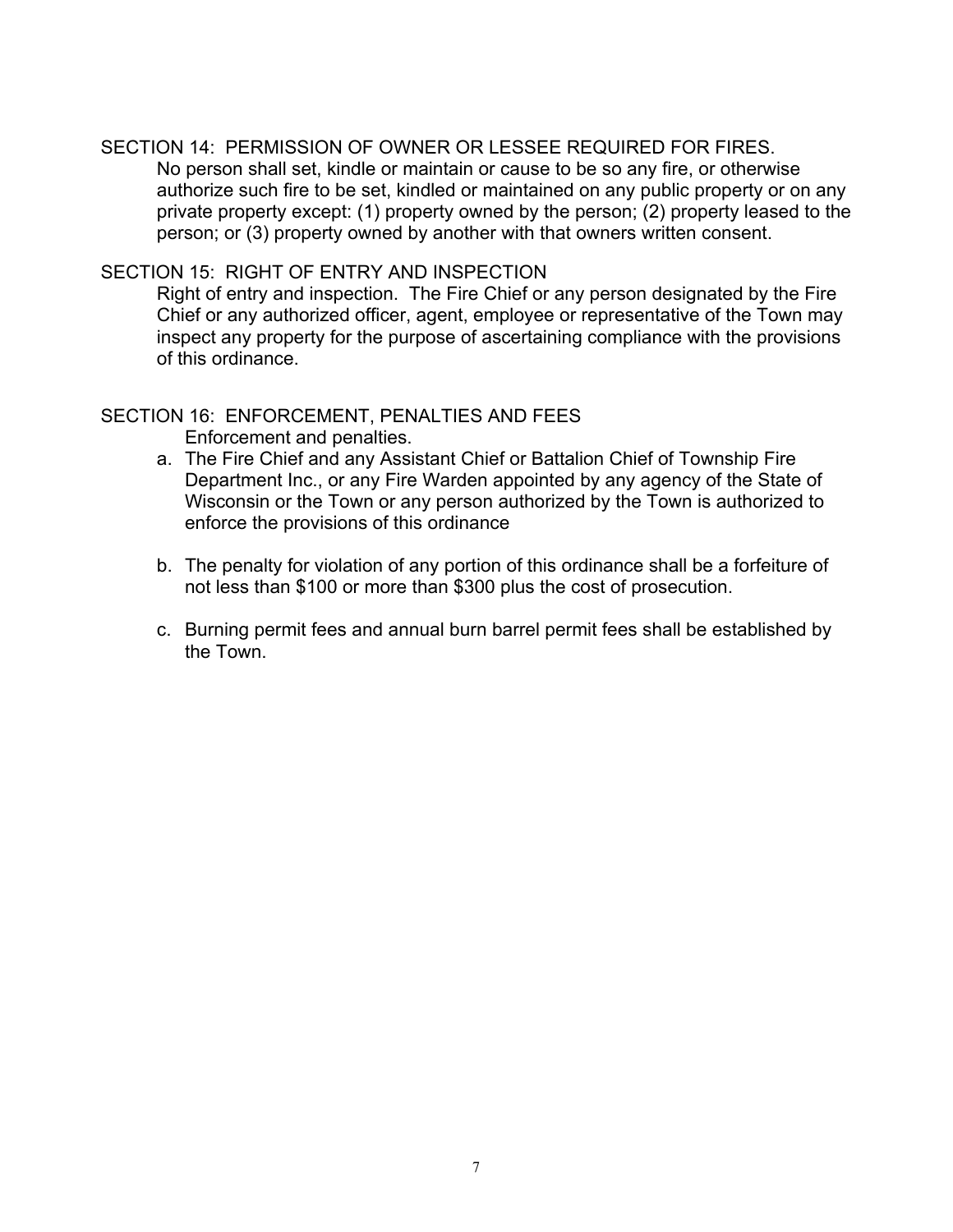## SECTION 14: PERMISSION OF OWNER OR LESSEE REQUIRED FOR FIRES.

No person shall set, kindle or maintain or cause to be so any fire, or otherwise authorize such fire to be set, kindled or maintained on any public property or on any private property except: (1) property owned by the person; (2) property leased to the person; or (3) property owned by another with that owners written consent.

## SECTION 15: RIGHT OF ENTRY AND INSPECTION

Right of entry and inspection. The Fire Chief or any person designated by the Fire Chief or any authorized officer, agent, employee or representative of the Town may inspect any property for the purpose of ascertaining compliance with the provisions of this ordinance.

## SECTION 16: ENFORCEMENT, PENALTIES AND FEES

Enforcement and penalties.

a. The Fire Chief and any Assistant Chief or Battalion Chief of Township Fire Department Inc., or any Fire Warden appointed by any agency of the State of Wisconsin or the Town or any person authorized by the Town is authorized to enforce the provisions of this ordinance

b. The penalty for violation of any portion of this ordinance shall be a forfeiture of not less than $100 or more than $300 plus the cost of prosecution.

c. Burning permit fees and annual burn barrel permit fees shall be established by the Town.